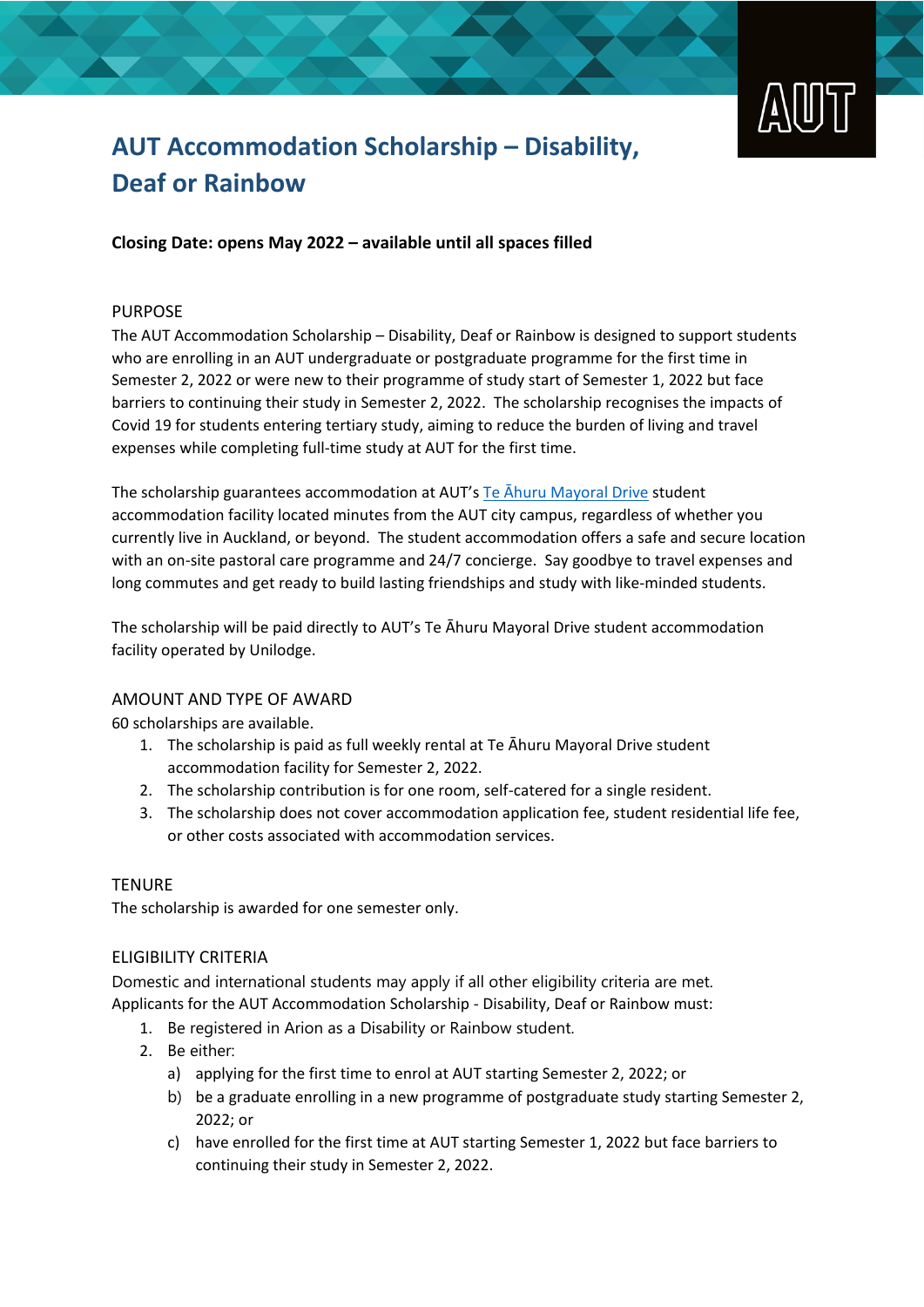# AUT Accommodation Scholarship – Disability, Deaf or Rainbow

**Closing Date: opens May 2022 – available until all spaces filled**

## PURPOSE

The AUT Accommodation Scholarship – Disability, Deaf or Rainbow is designed to support students who are enrolling in an AUT undergraduate or postgraduate programme for the first time in Semester 2, 2022 or were new to their programme of study start of Semester 1, 2022 but face barriers to continuing their study in Semester 2, 2022. The scholarship recognises the impacts of Covid 19 for students entering tertiary study, aiming to reduce the burden of living and travel expenses while completing full-time study at AUT for the first time.

The scholarship guarantees accommodation at AUT's Te Āhuru Mayoral Drive student accommodation facility located minutes from the AUT city campus, regardless of whether you currently live in Auckland, or beyond. The student accommodation offers a safe and secure location with an on-site pastoral care programme and 24/7 concierge. Say goodbye to travel expenses and long commutes and get ready to build lasting friendships and study with like-minded students.

The scholarship will be paid directly to AUT's Te Āhuru Mayoral Drive student accommodation facility operated by Unilodge.

## AMOUNT AND TYPE OF AWARD

60 scholarships are available.

1. The scholarship is paid as full weekly rental at Te Āhuru Mayoral Drive student accommodation facility for Semester 2, 2022.
2. The scholarship contribution is for one room, self-catered for a single resident.
3. The scholarship does not cover accommodation application fee, student residential life fee, or other costs associated with accommodation services.

## TENURE

The scholarship is awarded for one semester only.

## ELIGIBILITY CRITERIA

Domestic and international students may apply if all other eligibility criteria are met.
Applicants for the AUT Accommodation Scholarship - Disability, Deaf or Rainbow must:

1. Be registered in Arion as a Disability or Rainbow student.
2. Be either:
   a) applying for the first time to enrol at AUT starting Semester 2, 2022; or
   b) be a graduate enrolling in a new programme of postgraduate study starting Semester 2, 2022; or
   c) have enrolled for the first time at AUT starting Semester 1, 2022 but face barriers to continuing their study in Semester 2, 2022.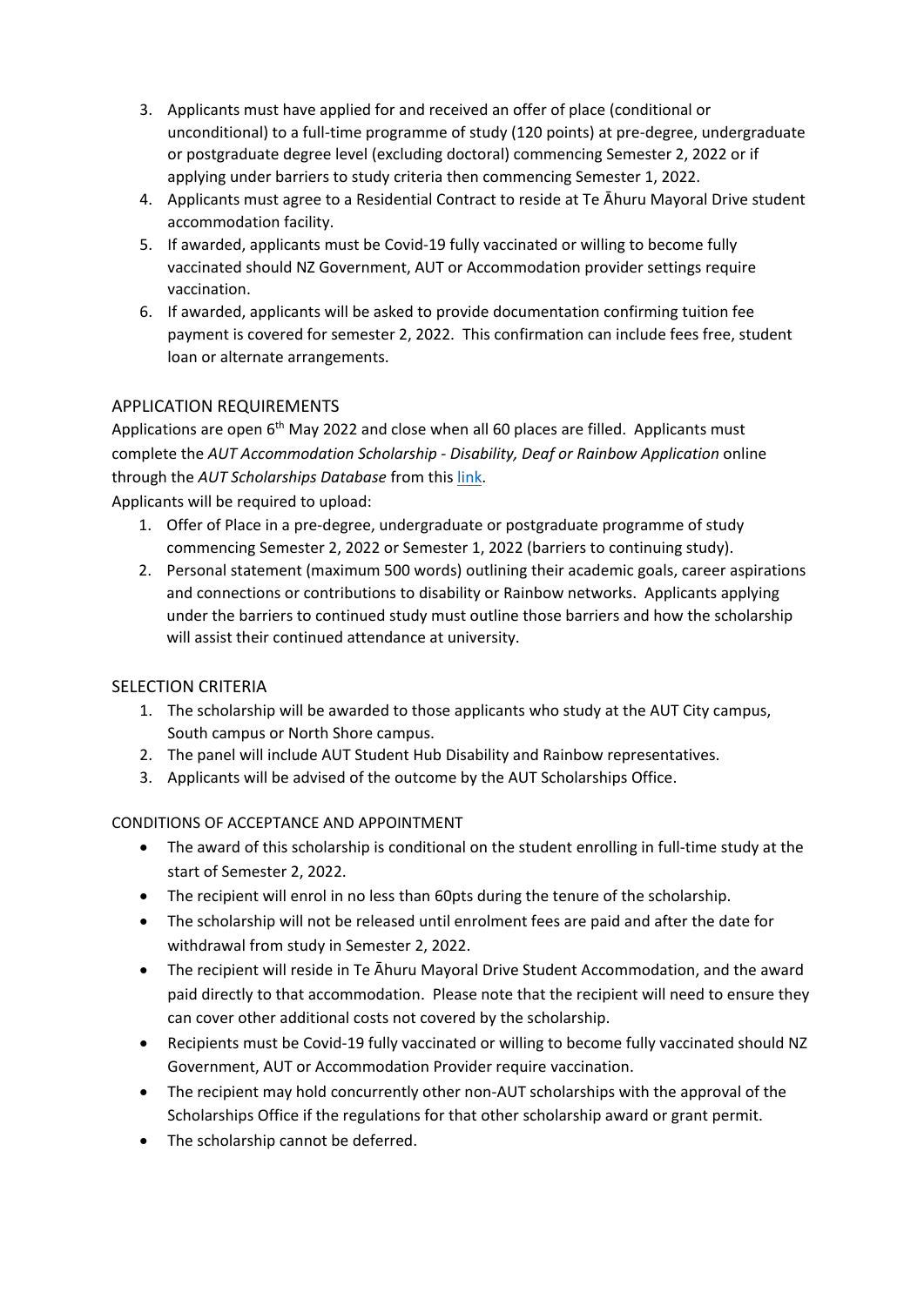3. Applicants must have applied for and received an offer of place (conditional or unconditional) to a full-time programme of study (120 points) at pre-degree, undergraduate or postgraduate degree level (excluding doctoral) commencing Semester 2, 2022 or if applying under barriers to study criteria then commencing Semester 1, 2022.
4. Applicants must agree to a Residential Contract to reside at Te Āhuru Mayoral Drive student accommodation facility.
5. If awarded, applicants must be Covid-19 fully vaccinated or willing to become fully vaccinated should NZ Government, AUT or Accommodation provider settings require vaccination.
6. If awarded, applicants will be asked to provide documentation confirming tuition fee payment is covered for semester 2, 2022. This confirmation can include fees free, student loan or alternate arrangements.

## APPLICATION REQUIREMENTS

Applications are open 6th May 2022 and close when all 60 places are filled. Applicants must complete the *AUT Accommodation Scholarship - Disability, Deaf or Rainbow Application* online through the *AUT Scholarships Database* from this link.

Applicants will be required to upload:

1. Offer of Place in a pre-degree, undergraduate or postgraduate programme of study commencing Semester 2, 2022 or Semester 1, 2022 (barriers to continuing study).
2. Personal statement (maximum 500 words) outlining their academic goals, career aspirations and connections or contributions to disability or Rainbow networks. Applicants applying under the barriers to continued study must outline those barriers and how the scholarship will assist their continued attendance at university.

## SELECTION CRITERIA

1. The scholarship will be awarded to those applicants who study at the AUT City campus, South campus or North Shore campus.
2. The panel will include AUT Student Hub Disability and Rainbow representatives.
3. Applicants will be advised of the outcome by the AUT Scholarships Office.

## CONDITIONS OF ACCEPTANCE AND APPOINTMENT

- The award of this scholarship is conditional on the student enrolling in full-time study at the start of Semester 2, 2022.
- The recipient will enrol in no less than 60pts during the tenure of the scholarship.
- The scholarship will not be released until enrolment fees are paid and after the date for withdrawal from study in Semester 2, 2022.
- The recipient will reside in Te Āhuru Mayoral Drive Student Accommodation, and the award paid directly to that accommodation. Please note that the recipient will need to ensure they can cover other additional costs not covered by the scholarship.
- Recipients must be Covid-19 fully vaccinated or willing to become fully vaccinated should NZ Government, AUT or Accommodation Provider require vaccination.
- The recipient may hold concurrently other non-AUT scholarships with the approval of the Scholarships Office if the regulations for that other scholarship award or grant permit.
- The scholarship cannot be deferred.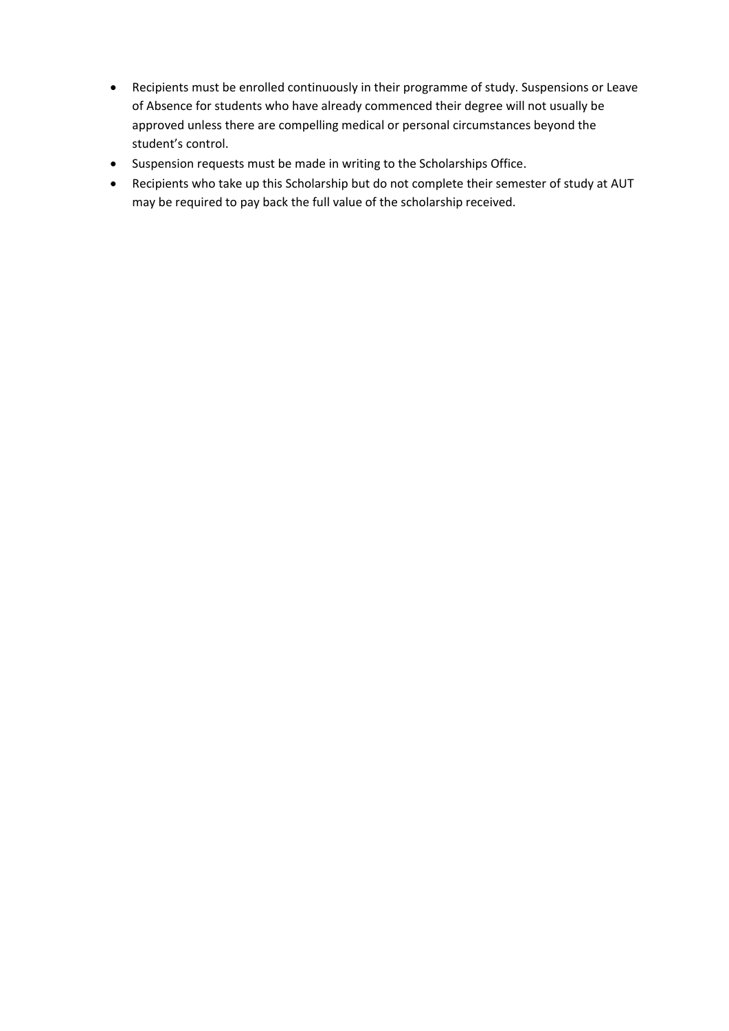- Recipients must be enrolled continuously in their programme of study. Suspensions or Leave of Absence for students who have already commenced their degree will not usually be approved unless there are compelling medical or personal circumstances beyond the student's control.
- Suspension requests must be made in writing to the Scholarships Office.
- Recipients who take up this Scholarship but do not complete their semester of study at AUT may be required to pay back the full value of the scholarship received.